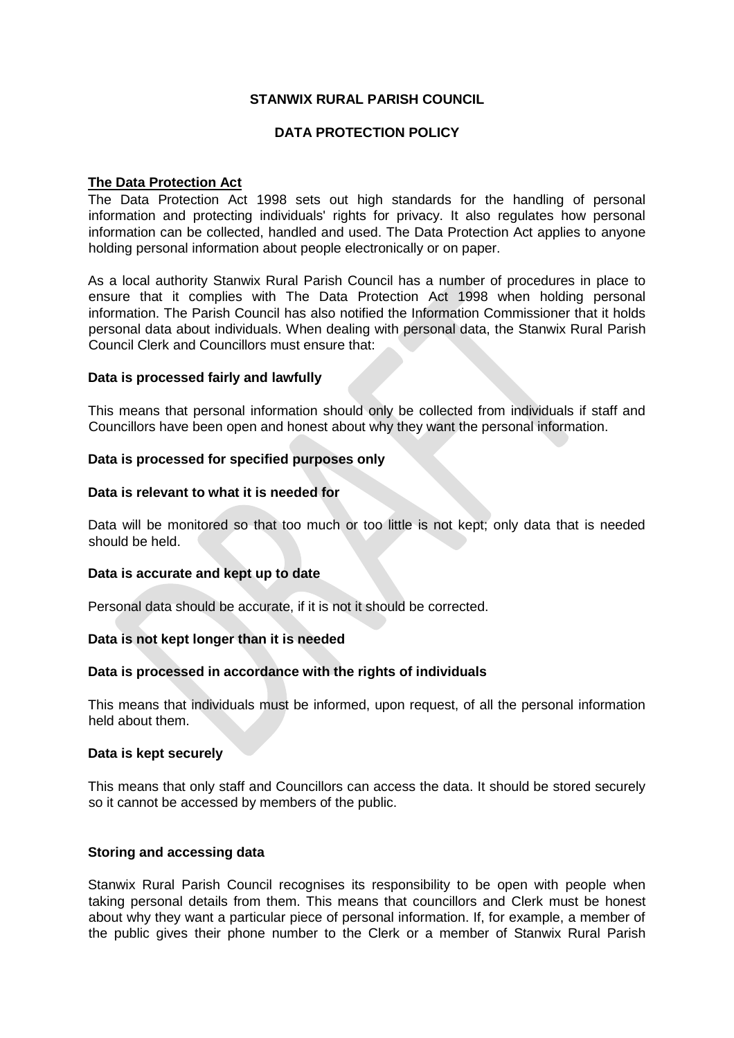**STANWIX RURAL PARISH COUNCIL**

**DATA PROTECTION POLICY**

**The Data Protection Act**

The Data Protection Act 1998 sets out high standards for the handling of personal information and protecting individuals' rights for privacy. It also regulates how personal information can be collected, handled and used. The Data Protection Act applies to anyone holding personal information about people electronically or on paper.

As a local authority Stanwix Rural Parish Council has a number of procedures in place to ensure that it complies with The Data Protection Act 1998 when holding personal information. The Parish Council has also notified the Information Commissioner that it holds personal data about individuals. When dealing with personal data, the Stanwix Rural Parish Council Clerk and Councillors must ensure that:

**Data is processed fairly and lawfully**

This means that personal information should only be collected from individuals if staff and Councillors have been open and honest about why they want the personal information.

**Data is processed for specified purposes only**

**Data is relevant to what it is needed for**

Data will be monitored so that too much or too little is not kept; only data that is needed should be held.

**Data is accurate and kept up to date**

Personal data should be accurate, if it is not it should be corrected.

**Data is not kept longer than it is needed**

**Data is processed in accordance with the rights of individuals**

This means that individuals must be informed, upon request, of all the personal information held about them.

**Data is kept securely**

This means that only staff and Councillors can access the data. It should be stored securely so it cannot be accessed by members of the public.

**Storing and accessing data**

Stanwix Rural Parish Council recognises its responsibility to be open with people when taking personal details from them. This means that councillors and Clerk must be honest about why they want a particular piece of personal information. If, for example, a member of the public gives their phone number to the Clerk or a member of Stanwix Rural Parish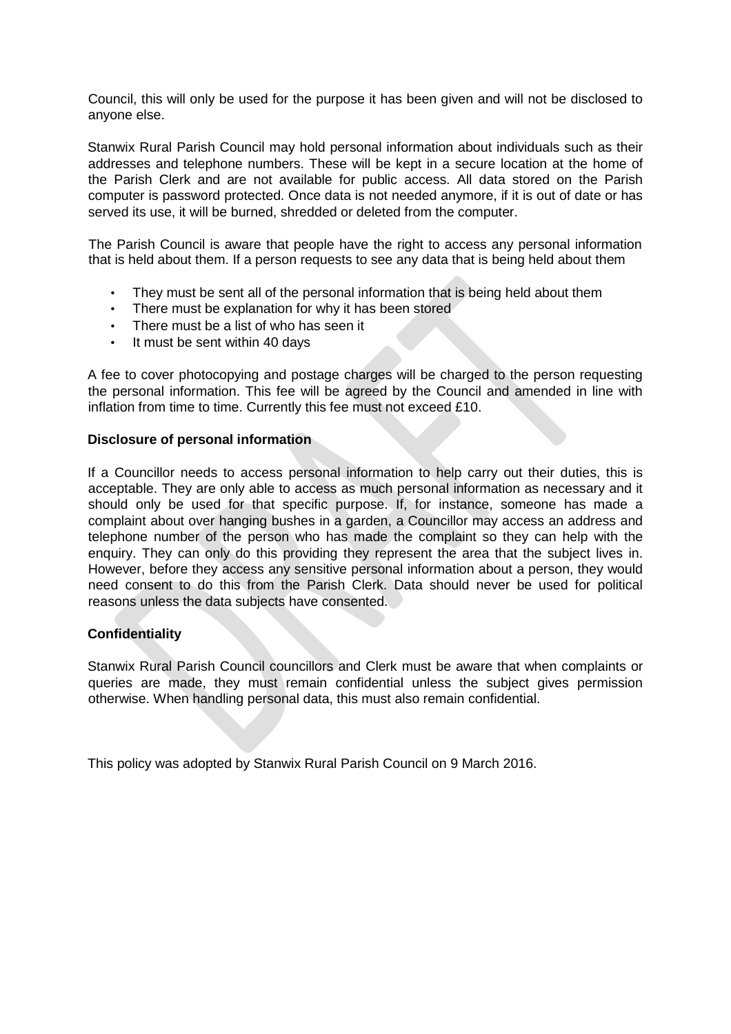Council, this will only be used for the purpose it has been given and will not be disclosed to anyone else.

Stanwix Rural Parish Council may hold personal information about individuals such as their addresses and telephone numbers. These will be kept in a secure location at the home of the Parish Clerk and are not available for public access. All data stored on the Parish computer is password protected. Once data is not needed anymore, if it is out of date or has served its use, it will be burned, shredded or deleted from the computer.

The Parish Council is aware that people have the right to access any personal information that is held about them. If a person requests to see any data that is being held about them

- They must be sent all of the personal information that is being held about them
- There must be explanation for why it has been stored
- There must be a list of who has seen it
- It must be sent within 40 days

A fee to cover photocopying and postage charges will be charged to the person requesting the personal information. This fee will be agreed by the Council and amended in line with inflation from time to time. Currently this fee must not exceed £10.

**Disclosure of personal information**

If a Councillor needs to access personal information to help carry out their duties, this is acceptable. They are only able to access as much personal information as necessary and it should only be used for that specific purpose. If, for instance, someone has made a complaint about over hanging bushes in a garden, a Councillor may access an address and telephone number of the person who has made the complaint so they can help with the enquiry. They can only do this providing they represent the area that the subject lives in. However, before they access any sensitive personal information about a person, they would need consent to do this from the Parish Clerk. Data should never be used for political reasons unless the data subjects have consented.

**Confidentiality**

Stanwix Rural Parish Council councillors and Clerk must be aware that when complaints or queries are made, they must remain confidential unless the subject gives permission otherwise. When handling personal data, this must also remain confidential.

This policy was adopted by Stanwix Rural Parish Council on 9 March 2016.